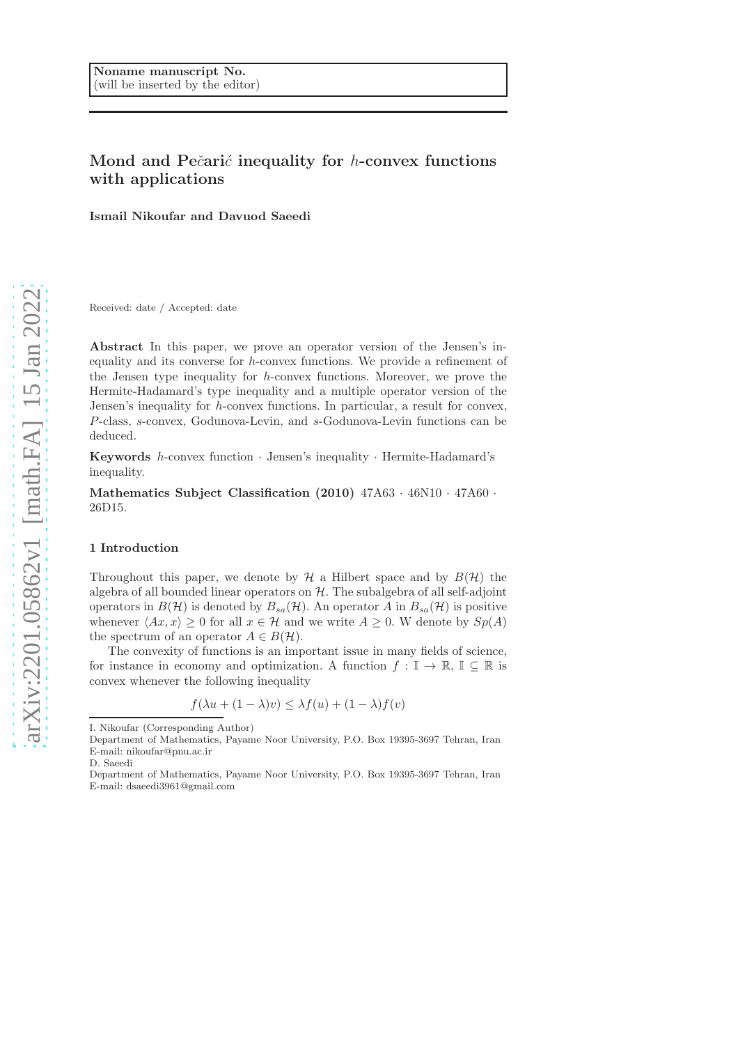Noname manuscript No.
(will be inserted by the editor)

# Mond and Pečarić inequality for $h$-convex functions with applications

**Ismail Nikoufar and Davuod Saeedi**

Received: date / Accepted: date

**Abstract** In this paper, we prove an operator version of the Jensen's inequality and its converse for $h$-convex functions. We provide a refinement of the Jensen type inequality for $h$-convex functions. Moreover, we prove the Hermite-Hadamard's type inequality and a multiple operator version of the Jensen's inequality for $h$-convex functions. In particular, a result for convex, $P$-class, $s$-convex, Godunova-Levin, and $s$-Godunova-Levin functions can be deduced.

**Keywords** $h$-convex function · Jensen's inequality · Hermite-Hadamard's inequality.

**Mathematics Subject Classification (2010)** 47A63 · 46N10 · 47A60 · 26D15.

## 1 Introduction

Throughout this paper, we denote by $\mathcal{H}$ a Hilbert space and by $B(\mathcal{H})$ the algebra of all bounded linear operators on $\mathcal{H}$. The subalgebra of all self-adjoint operators in $B(\mathcal{H})$ is denoted by $B_{sa}(\mathcal{H})$. An operator $A$ in $B_{sa}(\mathcal{H})$ is positive whenever $\langle Ax, x\rangle \geq 0$ for all $x \in \mathcal{H}$ and we write $A \geq 0$. W denote by $Sp(A)$ the spectrum of an operator $A \in B(\mathcal{H})$.

The convexity of functions is an important issue in many fields of science, for instance in economy and optimization. A function $f : \mathbb{I} \to \mathbb{R}$, $\mathbb{I} \subseteq \mathbb{R}$ is convex whenever the following inequality

$$f(\lambda u + (1-\lambda)v) \leq \lambda f(u) + (1-\lambda)f(v)$$

I. Nikoufar (Corresponding Author)
Department of Mathematics, Payame Noor University, P.O. Box 19395-3697 Tehran, Iran
E-mail: nikoufar@pnu.ac.ir

D. Saeedi
Department of Mathematics, Payame Noor University, P.O. Box 19395-3697 Tehran, Iran
E-mail: dsaeedi3961@gmail.com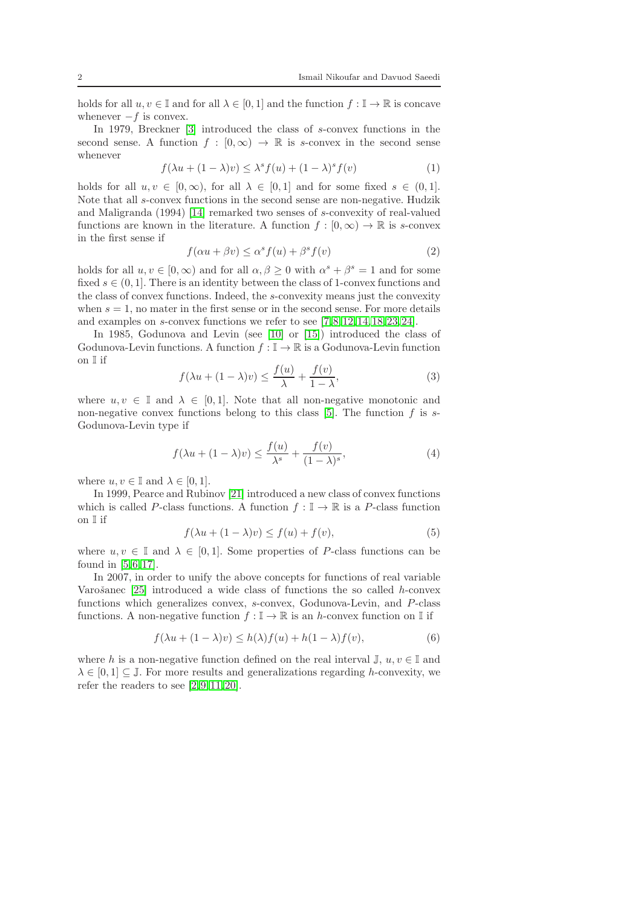holds for all $u, v \in \mathbb{I}$ and for all $\lambda \in [0, 1]$ and the function $f : \mathbb{I} \to \mathbb{R}$ is concave whenever $-f$ is convex.

In 1979, Breckner [3] introduced the class of $s$-convex functions in the second sense. A function $f : [0, \infty) \to \mathbb{R}$ is $s$-convex in the second sense whenever

$$f(\lambda u + (1 - \lambda)v) \leq \lambda^s f(u) + (1 - \lambda)^s f(v) \tag{1}$$

holds for all $u, v \in [0, \infty)$, for all $\lambda \in [0, 1]$ and for some fixed $s \in (0, 1]$. Note that all $s$-convex functions in the second sense are non-negative. Hudzik and Maligranda (1994) [14] remarked two senses of $s$-convexity of real-valued functions are known in the literature. A function $f : [0, \infty) \to \mathbb{R}$ is $s$-convex in the first sense if

$$f(\alpha u + \beta v) \leq \alpha^s f(u) + \beta^s f(v) \tag{2}$$

holds for all $u, v \in [0, \infty)$ and for all $\alpha, \beta \geq 0$ with $\alpha^s + \beta^s = 1$ and for some fixed $s \in (0, 1]$. There is an identity between the class of 1-convex functions and the class of convex functions. Indeed, the $s$-convexity means just the convexity when $s = 1$, no mater in the first sense or in the second sense. For more details and examples on $s$-convex functions we refer to see [7,8,12,14,18,23,24].

In 1985, Godunova and Levin (see [10] or [15]) introduced the class of Godunova-Levin functions. A function $f : \mathbb{I} \to \mathbb{R}$ is a Godunova-Levin function on $\mathbb{I}$ if

$$f(\lambda u + (1 - \lambda)v) \leq \frac{f(u)}{\lambda} + \frac{f(v)}{1 - \lambda}, \tag{3}$$

where $u, v \in \mathbb{I}$ and $\lambda \in [0, 1]$. Note that all non-negative monotonic and non-negative convex functions belong to this class [5]. The function $f$ is $s$-Godunova-Levin type if

$$f(\lambda u + (1 - \lambda)v) \leq \frac{f(u)}{\lambda^s} + \frac{f(v)}{(1 - \lambda)^s}, \tag{4}$$

where $u, v \in \mathbb{I}$ and $\lambda \in [0, 1]$.

In 1999, Pearce and Rubinov [21] introduced a new class of convex functions which is called $P$-class functions. A function $f : \mathbb{I} \to \mathbb{R}$ is a $P$-class function on $\mathbb{I}$ if

$$f(\lambda u + (1 - \lambda)v) \leq f(u) + f(v), \tag{5}$$

where $u, v \in \mathbb{I}$ and $\lambda \in [0, 1]$. Some properties of $P$-class functions can be found in [5,6,17].

In 2007, in order to unify the above concepts for functions of real variable Varošanec [25] introduced a wide class of functions the so called $h$-convex functions which generalizes convex, $s$-convex, Godunova-Levin, and $P$-class functions. A non-negative function $f : \mathbb{I} \to \mathbb{R}$ is an $h$-convex function on $\mathbb{I}$ if

$$f(\lambda u + (1 - \lambda)v) \leq h(\lambda)f(u) + h(1 - \lambda)f(v), \tag{6}$$

where $h$ is a non-negative function defined on the real interval $\mathbb{J}$, $u, v \in \mathbb{I}$ and $\lambda \in [0, 1] \subseteq \mathbb{J}$. For more results and generalizations regarding $h$-convexity, we refer the readers to see [2,9,11,20].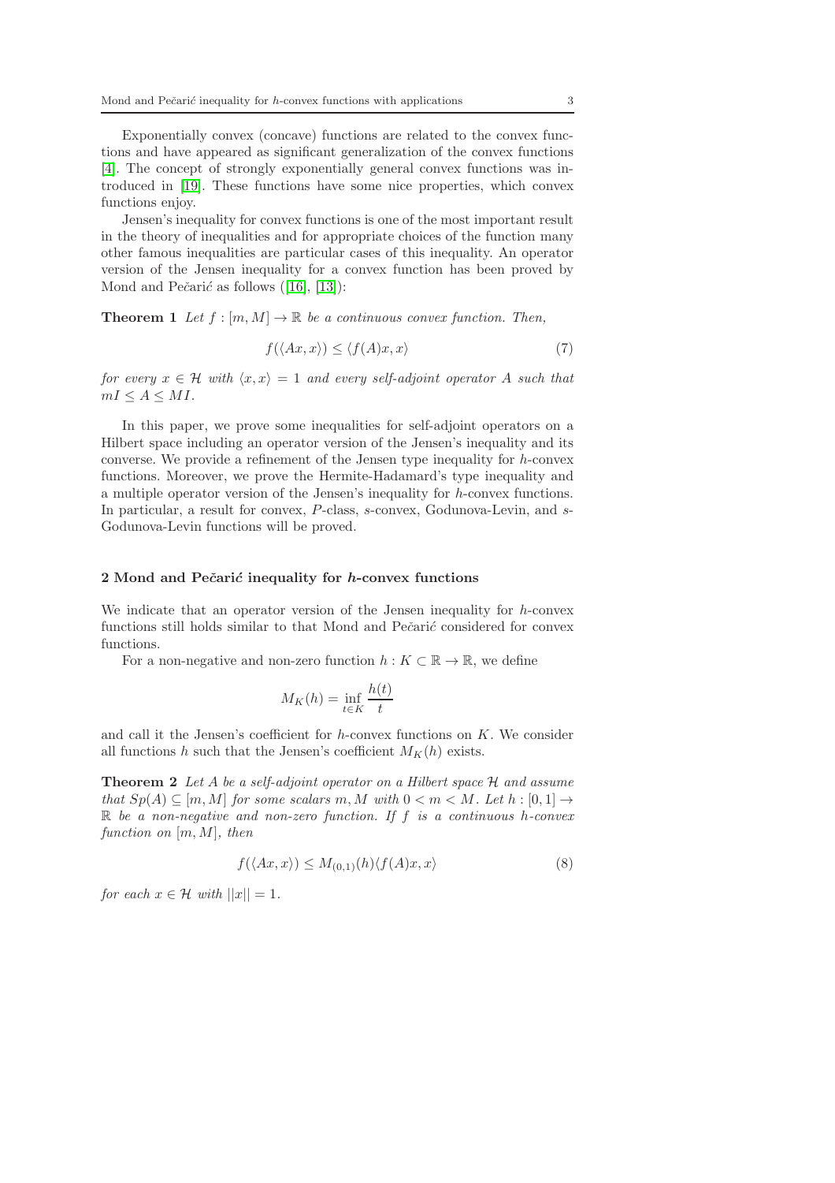Exponentially convex (concave) functions are related to the convex functions and have appeared as significant generalization of the convex functions [4]. The concept of strongly exponentially general convex functions was introduced in [19]. These functions have some nice properties, which convex functions enjoy.

Jensen's inequality for convex functions is one of the most important result in the theory of inequalities and for appropriate choices of the function many other famous inequalities are particular cases of this inequality. An operator version of the Jensen inequality for a convex function has been proved by Mond and Pečarić as follows ([16], [13]):

**Theorem 1** *Let $f : [m, M] \to \mathbb{R}$ be a continuous convex function. Then,*

$$f(\langle Ax, x\rangle) \leq \langle f(A)x, x\rangle \tag{7}$$

*for every $x \in \mathcal{H}$ with $\langle x, x\rangle = 1$ and every self-adjoint operator $A$ such that $mI \leq A \leq MI$.*

In this paper, we prove some inequalities for self-adjoint operators on a Hilbert space including an operator version of the Jensen's inequality and its converse. We provide a refinement of the Jensen type inequality for $h$-convex functions. Moreover, we prove the Hermite-Hadamard's type inequality and a multiple operator version of the Jensen's inequality for $h$-convex functions. In particular, a result for convex, $P$-class, $s$-convex, Godunova-Levin, and $s$-Godunova-Levin functions will be proved.

## 2 Mond and Pečarić inequality for $h$-convex functions

We indicate that an operator version of the Jensen inequality for $h$-convex functions still holds similar to that Mond and Pečarić considered for convex functions.

For a non-negative and non-zero function $h : K \subset \mathbb{R} \to \mathbb{R}$, we define

$$M_K(h) = \inf_{t\in K} \frac{h(t)}{t}$$

and call it the Jensen's coefficient for $h$-convex functions on $K$. We consider all functions $h$ such that the Jensen's coefficient $M_K(h)$ exists.

**Theorem 2** *Let $A$ be a self-adjoint operator on a Hilbert space $\mathcal{H}$ and assume that $Sp(A) \subseteq [m, M]$ for some scalars $m, M$ with $0 < m < M$. Let $h : [0, 1] \to \mathbb{R}$ be a non-negative and non-zero function. If $f$ is a continuous $h$-convex function on $[m, M]$, then*

$$f(\langle Ax, x\rangle) \leq M_{(0,1)}(h)\langle f(A)x, x\rangle \tag{8}$$

*for each $x \in \mathcal{H}$ with $||x|| = 1$.*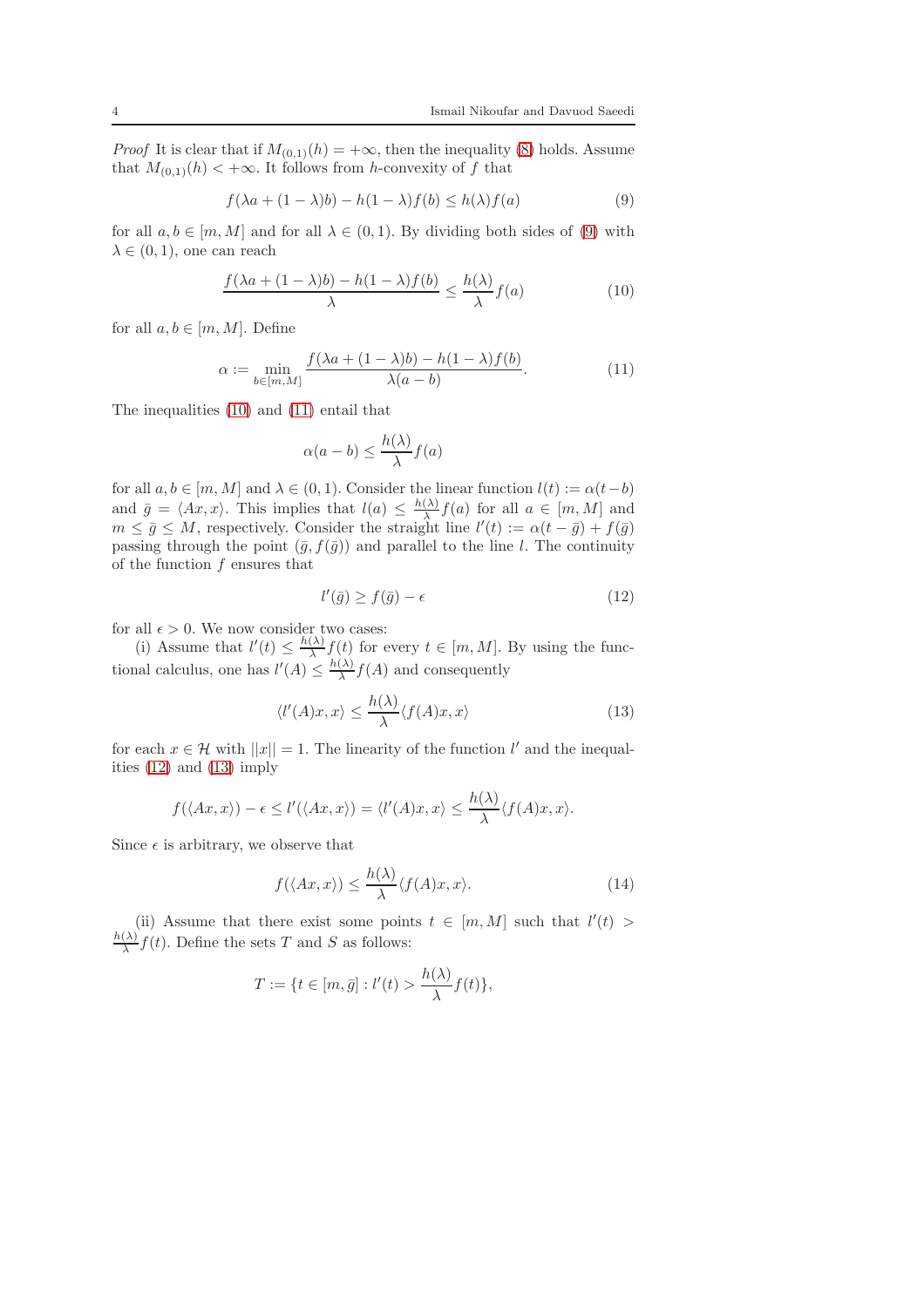*Proof* It is clear that if $M_{(0,1)}(h) = +\infty$, then the inequality (8) holds. Assume that $M_{(0,1)}(h) < +\infty$. It follows from $h$-convexity of $f$ that

$$f(\lambda a + (1-\lambda)b) - h(1-\lambda)f(b) \leq h(\lambda)f(a) \tag{9}$$

for all $a, b \in [m, M]$ and for all $\lambda \in (0,1)$. By dividing both sides of (9) with $\lambda \in (0,1)$, one can reach

$$\frac{f(\lambda a + (1-\lambda)b) - h(1-\lambda)f(b)}{\lambda} \leq \frac{h(\lambda)}{\lambda}f(a) \tag{10}$$

for all $a, b \in [m, M]$. Define

$$\alpha := \min_{b\in[m,M]} \frac{f(\lambda a + (1-\lambda)b) - h(1-\lambda)f(b)}{\lambda(a-b)}. \tag{11}$$

The inequalities (10) and (11) entail that

$$\alpha(a-b) \leq \frac{h(\lambda)}{\lambda}f(a)$$

for all $a, b \in [m, M]$ and $\lambda \in (0,1)$. Consider the linear function $l(t) := \alpha(t-b)$ and $\bar{g} = \langle Ax, x\rangle$. This implies that $l(a) \leq \frac{h(\lambda)}{\lambda}f(a)$ for all $a \in [m, M]$ and $m \leq \bar{g} \leq M$, respectively. Consider the straight line $l'(t) := \alpha(t-\bar{g}) + f(\bar{g})$ passing through the point $(\bar{g}, f(\bar{g}))$ and parallel to the line $l$. The continuity of the function $f$ ensures that

$$l'(\bar{g}) \geq f(\bar{g}) - \epsilon \tag{12}$$

for all $\epsilon > 0$. We now consider two cases:

(i) Assume that $l'(t) \leq \frac{h(\lambda)}{\lambda}f(t)$ for every $t \in [m, M]$. By using the functional calculus, one has $l'(A) \leq \frac{h(\lambda)}{\lambda}f(A)$ and consequently

$$\langle l'(A)x, x\rangle \leq \frac{h(\lambda)}{\lambda}\langle f(A)x, x\rangle \tag{13}$$

for each $x \in \mathcal{H}$ with $||x|| = 1$. The linearity of the function $l'$ and the inequalities (12) and (13) imply

$$f(\langle Ax, x\rangle) - \epsilon \leq l'(\langle Ax, x\rangle) = \langle l'(A)x, x\rangle \leq \frac{h(\lambda)}{\lambda}\langle f(A)x, x\rangle.$$

Since $\epsilon$ is arbitrary, we observe that

$$f(\langle Ax, x\rangle) \leq \frac{h(\lambda)}{\lambda}\langle f(A)x, x\rangle. \tag{14}$$

(ii) Assume that there exist some points $t \in [m, M]$ such that $l'(t) > \frac{h(\lambda)}{\lambda}f(t)$. Define the sets $T$ and $S$ as follows:

$$T := \{t \in [m, \bar{g}] : l'(t) > \frac{h(\lambda)}{\lambda}f(t)\},$$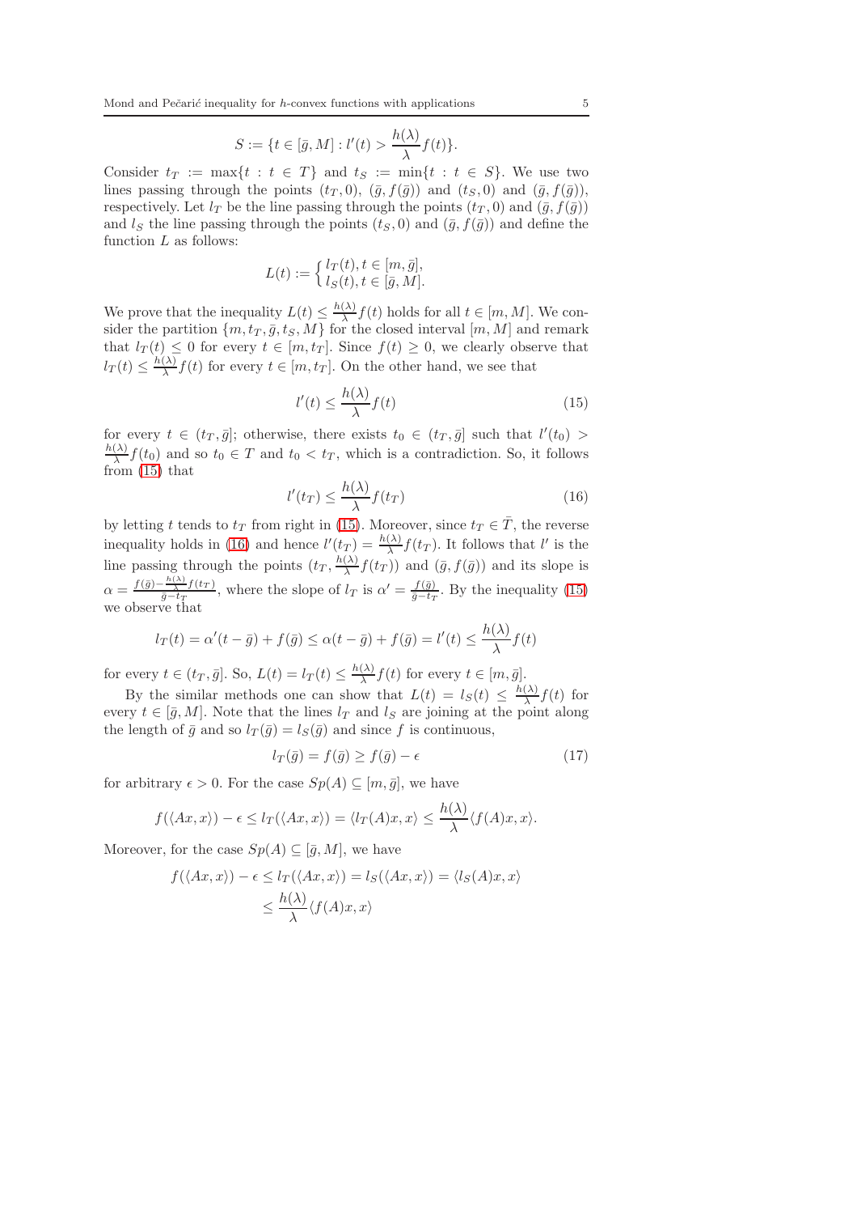$$S := \{t \in [\bar{g}, M] : l'(t) > \frac{h(\lambda)}{\lambda} f(t)\}.$$

Consider $t_T := \max\{t : t \in T\}$ and $t_S := \min\{t : t \in S\}$. We use two lines passing through the points $(t_T, 0)$, $(\bar{g}, f(\bar{g}))$ and $(t_S, 0)$ and $(\bar{g}, f(\bar{g}))$, respectively. Let $l_T$ be the line passing through the points $(t_T, 0)$ and $(\bar{g}, f(\bar{g}))$ and $l_S$ the line passing through the points $(t_S, 0)$ and $(\bar{g}, f(\bar{g}))$ and define the function $L$ as follows:

$$L(t) := \begin{cases} l_T(t), t \in [m, \bar{g}], \\ l_S(t), t \in [\bar{g}, M]. \end{cases}$$

We prove that the inequality $L(t) \leq \frac{h(\lambda)}{\lambda} f(t)$ holds for all $t \in [m, M]$. We consider the partition $\{m, t_T, \bar{g}, t_S, M\}$ for the closed interval $[m, M]$ and remark that $l_T(t) \leq 0$ for every $t \in [m, t_T]$. Since $f(t) \geq 0$, we clearly observe that $l_T(t) \leq \frac{h(\lambda)}{\lambda} f(t)$ for every $t \in [m, t_T]$. On the other hand, we see that

$$l'(t) \leq \frac{h(\lambda)}{\lambda} f(t) \tag{15}$$

for every $t \in (t_T, \bar{g}]$; otherwise, there exists $t_0 \in (t_T, \bar{g}]$ such that $l'(t_0) > \frac{h(\lambda)}{\lambda} f(t_0)$ and so $t_0 \in T$ and $t_0 < t_T$, which is a contradiction. So, it follows from (15) that

$$l'(t_T) \leq \frac{h(\lambda)}{\lambda} f(t_T) \tag{16}$$

by letting $t$ tends to $t_T$ from right in (15). Moreover, since $t_T \in \bar{T}$, the reverse inequality holds in (16) and hence $l'(t_T) = \frac{h(\lambda)}{\lambda} f(t_T)$. It follows that $l'$ is the line passing through the points $(t_T, \frac{h(\lambda)}{\lambda} f(t_T))$ and $(\bar{g}, f(\bar{g}))$ and its slope is $\alpha = \frac{f(\bar{g}) - \frac{h(\lambda)}{\lambda} f(t_T)}{\bar{g} - t_T}$, where the slope of $l_T$ is $\alpha' = \frac{f(\bar{g})}{\bar{g} - t_T}$. By the inequality (15) we observe that

$$l_T(t) = \alpha'(t - \bar{g}) + f(\bar{g}) \leq \alpha(t - \bar{g}) + f(\bar{g}) = l'(t) \leq \frac{h(\lambda)}{\lambda} f(t)$$

for every $t \in (t_T, \bar{g}]$. So, $L(t) = l_T(t) \leq \frac{h(\lambda)}{\lambda} f(t)$ for every $t \in [m, \bar{g}]$.

By the similar methods one can show that $L(t) = l_S(t) \leq \frac{h(\lambda)}{\lambda} f(t)$ for every $t \in [\bar{g}, M]$. Note that the lines $l_T$ and $l_S$ are joining at the point along the length of $\bar{g}$ and so $l_T(\bar{g}) = l_S(\bar{g})$ and since $f$ is continuous,

$$l_T(\bar{g}) = f(\bar{g}) \geq f(\bar{g}) - \epsilon \tag{17}$$

for arbitrary $\epsilon > 0$. For the case $Sp(A) \subseteq [m, \bar{g}]$, we have

$$f(\langle Ax, x \rangle) - \epsilon \leq l_T(\langle Ax, x \rangle) = \langle l_T(A)x, x \rangle \leq \frac{h(\lambda)}{\lambda} \langle f(A)x, x \rangle.$$

Moreover, for the case $Sp(A) \subseteq [\bar{g}, M]$, we have

$$\begin{aligned} f(\langle Ax, x \rangle) - \epsilon \leq l_T(\langle Ax, x \rangle) &= l_S(\langle Ax, x \rangle) = \langle l_S(A)x, x \rangle \\ &\leq \frac{h(\lambda)}{\lambda} \langle f(A)x, x \rangle \end{aligned}$$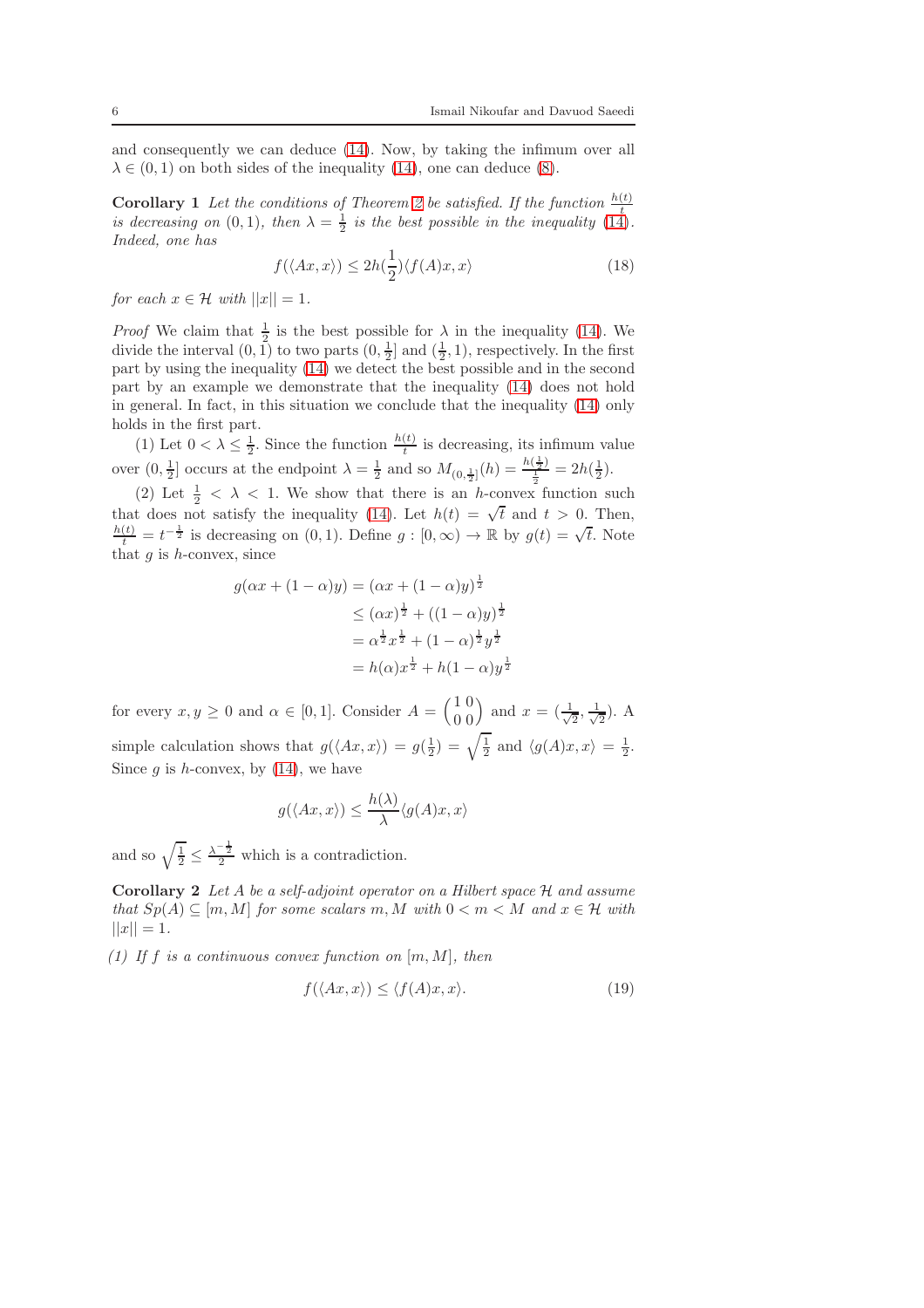and consequently we can deduce (14). Now, by taking the infimum over all $\lambda \in (0,1)$ on both sides of the inequality (14), one can deduce (8).

**Corollary 1** *Let the conditions of Theorem 2 be satisfied. If the function $\frac{h(t)}{t}$ is decreasing on $(0,1)$, then $\lambda = \frac{1}{2}$ is the best possible in the inequality (14). Indeed, one has*

$$f(\langle Ax, x\rangle) \leq 2h(\frac{1}{2})\langle f(A)x, x\rangle \tag{18}$$

*for each $x \in \mathcal{H}$ with $||x|| = 1$.*

*Proof* We claim that $\frac{1}{2}$ is the best possible for $\lambda$ in the inequality (14). We divide the interval $(0,1)$ to two parts $(0, \frac{1}{2}]$ and $(\frac{1}{2}, 1)$, respectively. In the first part by using the inequality (14) we detect the best possible and in the second part by an example we demonstrate that the inequality (14) does not hold in general. In fact, in this situation we conclude that the inequality (14) only holds in the first part.

(1) Let $0 < \lambda \leq \frac{1}{2}$. Since the function $\frac{h(t)}{t}$ is decreasing, its infimum value over $(0, \frac{1}{2}]$ occurs at the endpoint $\lambda = \frac{1}{2}$ and so $M_{(0,\frac{1}{2}]}(h) = \frac{h(\frac{1}{2})}{\frac{1}{2}} = 2h(\frac{1}{2})$.

(2) Let $\frac{1}{2} < \lambda < 1$. We show that there is an $h$-convex function such that does not satisfy the inequality (14). Let $h(t) = \sqrt{t}$ and $t > 0$. Then, $\frac{h(t)}{t} = t^{-\frac{1}{2}}$ is decreasing on $(0,1)$. Define $g : [0, \infty) \to \mathbb{R}$ by $g(t) = \sqrt{t}$. Note that $g$ is $h$-convex, since

$$\begin{aligned}
g(\alpha x + (1-\alpha)y) &= (\alpha x + (1-\alpha)y)^{\frac{1}{2}} \\
&\leq (\alpha x)^{\frac{1}{2}} + ((1-\alpha)y)^{\frac{1}{2}} \\
&= \alpha^{\frac{1}{2}} x^{\frac{1}{2}} + (1-\alpha)^{\frac{1}{2}} y^{\frac{1}{2}} \\
&= h(\alpha) x^{\frac{1}{2}} + h(1-\alpha) y^{\frac{1}{2}}
\end{aligned}$$

for every $x, y \geq 0$ and $\alpha \in [0,1]$. Consider $A = \begin{pmatrix} 1 & 0 \\ 0 & 0 \end{pmatrix}$ and $x = (\frac{1}{\sqrt{2}}, \frac{1}{\sqrt{2}})$. A simple calculation shows that $g(\langle Ax, x\rangle) = g(\frac{1}{2}) = \sqrt{\frac{1}{2}}$ and $\langle g(A)x, x\rangle = \frac{1}{2}$. Since $g$ is $h$-convex, by (14), we have

$$g(\langle Ax, x\rangle) \leq \frac{h(\lambda)}{\lambda}\langle g(A)x, x\rangle$$

and so $\sqrt{\frac{1}{2}} \leq \frac{\lambda^{-\frac{1}{2}}}{2}$ which is a contradiction.

**Corollary 2** *Let $A$ be a self-adjoint operator on a Hilbert space $\mathcal{H}$ and assume that $Sp(A) \subseteq [m, M]$ for some scalars $m, M$ with $0 < m < M$ and $x \in \mathcal{H}$ with $||x|| = 1$.*

*(1) If $f$ is a continuous convex function on $[m, M]$, then*

$$f(\langle Ax, x\rangle) \leq \langle f(A)x, x\rangle. \tag{19}$$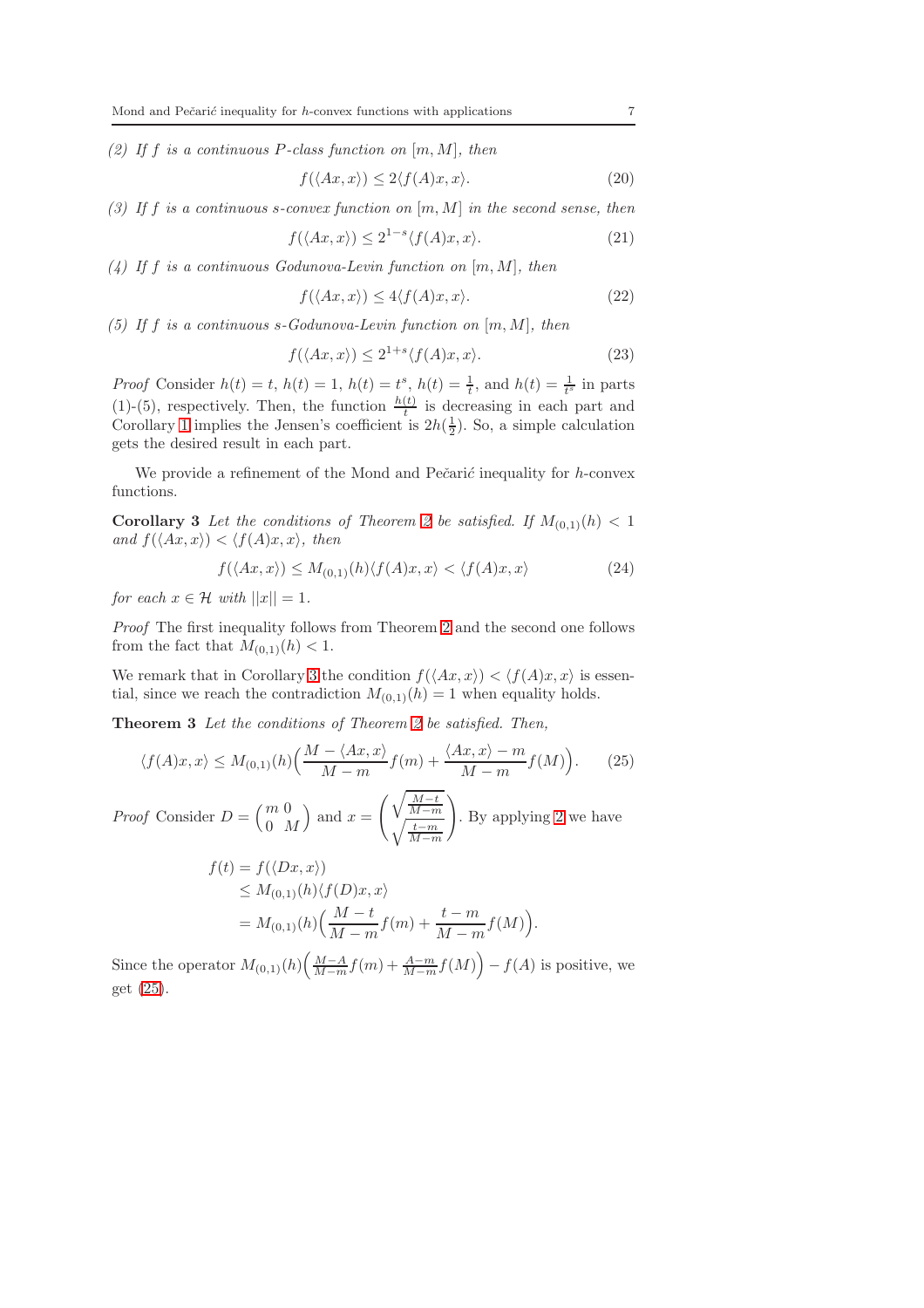*(2) If $f$ is a continuous $P$-class function on $[m, M]$, then*

$$f(\langle Ax, x\rangle) \leq 2\langle f(A)x, x\rangle. \tag{20}$$

*(3) If $f$ is a continuous $s$-convex function on $[m, M]$ in the second sense, then*

$$f(\langle Ax, x\rangle) \leq 2^{1-s}\langle f(A)x, x\rangle. \tag{21}$$

*(4) If $f$ is a continuous Godunova-Levin function on $[m, M]$, then*

$$f(\langle Ax, x\rangle) \leq 4\langle f(A)x, x\rangle. \tag{22}$$

*(5) If $f$ is a continuous $s$-Godunova-Levin function on $[m, M]$, then*

$$f(\langle Ax, x\rangle) \leq 2^{1+s}\langle f(A)x, x\rangle. \tag{23}$$

*Proof* Consider $h(t) = t$, $h(t) = 1$, $h(t) = t^s$, $h(t) = \frac{1}{t}$, and $h(t) = \frac{1}{t^s}$ in parts (1)-(5), respectively. Then, the function $\frac{h(t)}{t}$ is decreasing in each part and Corollary 1 implies the Jensen's coefficient is $2h(\frac{1}{2})$. So, a simple calculation gets the desired result in each part.

We provide a refinement of the Mond and Pečarić inequality for $h$-convex functions.

**Corollary 3** *Let the conditions of Theorem 2 be satisfied. If $M_{(0,1)}(h) < 1$ and $f(\langle Ax, x\rangle) < \langle f(A)x, x\rangle$, then*

$$f(\langle Ax, x\rangle) \leq M_{(0,1)}(h)\langle f(A)x, x\rangle < \langle f(A)x, x\rangle \tag{24}$$

*for each $x \in \mathcal{H}$ with $||x|| = 1$.*

*Proof* The first inequality follows from Theorem 2 and the second one follows from the fact that $M_{(0,1)}(h) < 1$.

We remark that in Corollary 3 the condition $f(\langle Ax, x\rangle) < \langle f(A)x, x\rangle$ is essential, since we reach the contradiction $M_{(0,1)}(h) = 1$ when equality holds.

**Theorem 3** *Let the conditions of Theorem 2 be satisfied. Then,*

$$\langle f(A)x, x\rangle \leq M_{(0,1)}(h)\Big(\frac{M - \langle Ax, x\rangle}{M - m}f(m) + \frac{\langle Ax, x\rangle - m}{M - m}f(M)\Big). \tag{25}$$

*Proof* Consider $D = \begin{pmatrix} m & 0 \\ 0 & M \end{pmatrix}$ and $x = \begin{pmatrix} \sqrt{\frac{M-t}{M-m}} \\ \sqrt{\frac{t-m}{M-m}} \end{pmatrix}$. By applying 2 we have

$$\begin{aligned}
f(t) &= f(\langle Dx, x\rangle) \\
&\leq M_{(0,1)}(h)\langle f(D)x, x\rangle \\
&= M_{(0,1)}(h)\Big(\frac{M - t}{M - m}f(m) + \frac{t - m}{M - m}f(M)\Big).
\end{aligned}$$

Since the operator $M_{(0,1)}(h)\Big(\frac{M-A}{M-m}f(m) + \frac{A-m}{M-m}f(M)\Big) - f(A)$ is positive, we get (25).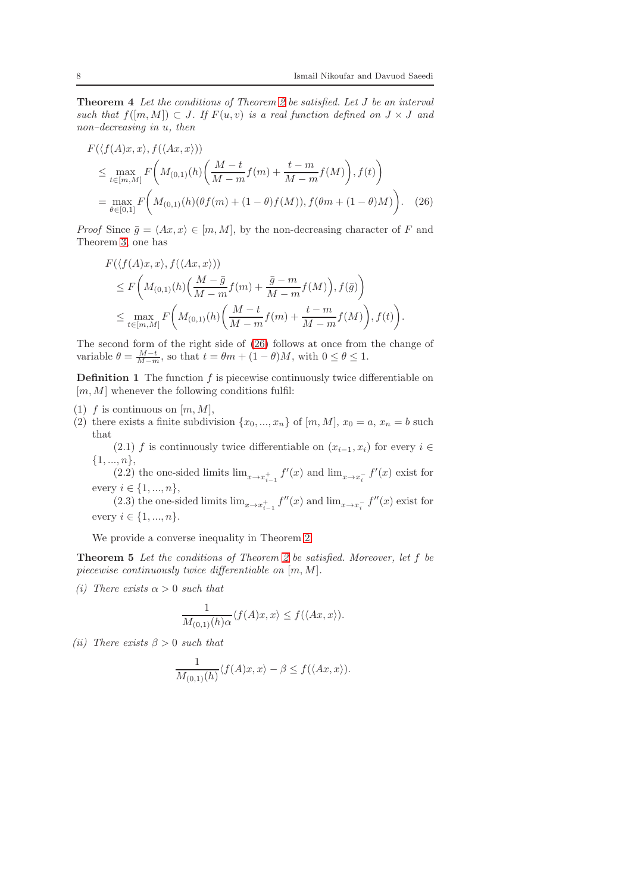**Theorem 4** *Let the conditions of Theorem 2 be satisfied. Let $J$ be an interval such that $f([m,M]) \subset J$. If $F(u,v)$ is a real function defined on $J \times J$ and non–decreasing in $u$, then*

$$\begin{aligned}
&F(\langle f(A)x,x\rangle, f(\langle Ax,x\rangle)) \\
&\quad \leq \max_{t\in[m,M]} F\bigg(M_{(0,1)}(h)\Big(\frac{M-t}{M-m}f(m)+\frac{t-m}{M-m}f(M)\Big), f(t)\bigg) \\
&\quad = \max_{\theta\in[0,1]} F\bigg(M_{(0,1)}(h)(\theta f(m)+(1-\theta)f(M)), f(\theta m+(1-\theta)M)\bigg). \qquad (26)
\end{aligned}$$

*Proof* Since $\bar{g} = \langle Ax,x\rangle \in [m,M]$, by the non-decreasing character of $F$ and Theorem 3, one has

$$\begin{aligned}
&F(\langle f(A)x,x\rangle, f(\langle Ax,x\rangle)) \\
&\quad \leq F\bigg(M_{(0,1)}(h)\Big(\frac{M-\bar{g}}{M-m}f(m)+\frac{\bar{g}-m}{M-m}f(M)\Big), f(\bar{g})\bigg) \\
&\quad \leq \max_{t\in[m,M]} F\bigg(M_{(0,1)}(h)\Big(\frac{M-t}{M-m}f(m)+\frac{t-m}{M-m}f(M)\Big), f(t)\bigg).
\end{aligned}$$

The second form of the right side of (26) follows at once from the change of variable $\theta = \frac{M-t}{M-m}$, so that $t = \theta m + (1-\theta)M$, with $0 \leq \theta \leq 1$.

**Definition 1** The function $f$ is piecewise continuously twice differentiable on $[m,M]$ whenever the following conditions fulfil:

(1) $f$ is continuous on $[m,M]$,

(2) there exists a finite subdivision $\{x_0, ..., x_n\}$ of $[m,M]$, $x_0 = a$, $x_n = b$ such that

(2.1) $f$ is continuously twice differentiable on $(x_{i-1}, x_i)$ for every $i \in \{1, ..., n\}$,

(2.2) the one-sided limits $\lim_{x\to x_{i-1}^+} f'(x)$ and $\lim_{x\to x_i^-} f'(x)$ exist for every $i \in \{1, ..., n\}$,

(2.3) the one-sided limits $\lim_{x\to x_{i-1}^+} f''(x)$ and $\lim_{x\to x_i^-} f''(x)$ exist for every $i \in \{1, ..., n\}$.

We provide a converse inequality in Theorem 2.

**Theorem 5** *Let the conditions of Theorem 2 be satisfied. Moreover, let $f$ be piecewise continuously twice differentiable on $[m,M]$.*

*(i) There exists $\alpha > 0$ such that*

$$\frac{1}{M_{(0,1)}(h)\alpha}\langle f(A)x,x\rangle \leq f(\langle Ax,x\rangle).$$

*(ii) There exists $\beta > 0$ such that*

$$\frac{1}{M_{(0,1)}(h)}\langle f(A)x,x\rangle - \beta \leq f(\langle Ax,x\rangle).$$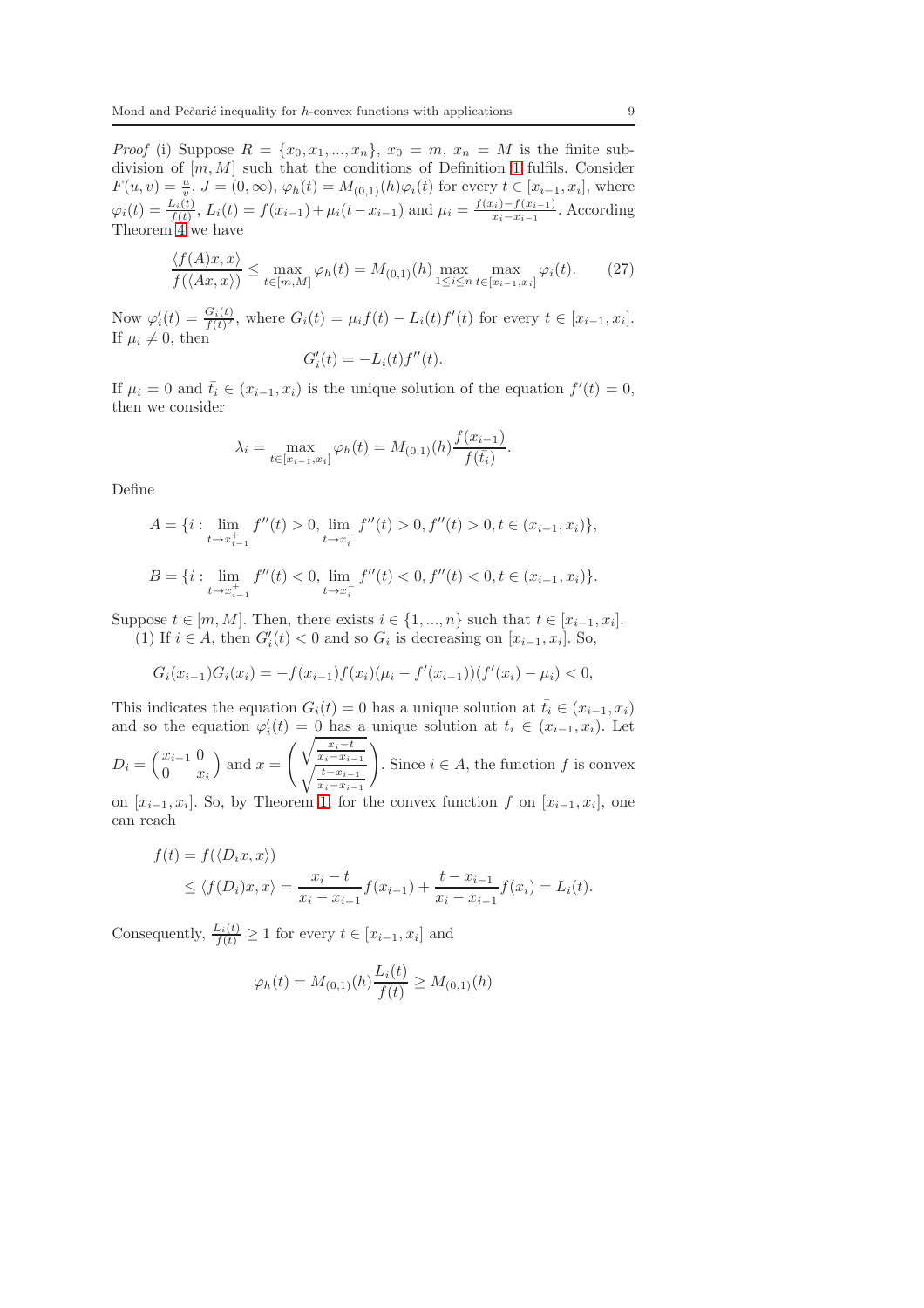*Proof* (i) Suppose $R = \{x_0, x_1, ..., x_n\}$, $x_0 = m$, $x_n = M$ is the finite subdivision of $[m, M]$ such that the conditions of Definition 1 fulfils. Consider $F(u, v) = \frac{u}{v}$, $J = (0, \infty)$, $\varphi_h(t) = M_{(0,1)}(h)\varphi_i(t)$ for every $t \in [x_{i-1}, x_i]$, where $\varphi_i(t) = \frac{L_i(t)}{f(t)}$, $L_i(t) = f(x_{i-1}) + \mu_i(t - x_{i-1})$ and $\mu_i = \frac{f(x_i) - f(x_{i-1})}{x_i - x_{i-1}}$. According Theorem 4 we have

$$\frac{\langle f(A)x, x\rangle}{f(\langle Ax, x\rangle)} \leq \max_{t\in[m,M]} \varphi_h(t) = M_{(0,1)}(h) \max_{1\leq i\leq n} \max_{t\in[x_{i-1},x_i]} \varphi_i(t). \tag{27}$$

Now $\varphi_i'(t) = \frac{G_i(t)}{f(t)^2}$, where $G_i(t) = \mu_i f(t) - L_i(t)f'(t)$ for every $t \in [x_{i-1}, x_i]$. If $\mu_i \neq 0$, then

$$G_i'(t) = -L_i(t)f''(t).$$

If $\mu_i = 0$ and $\bar{t}_i \in (x_{i-1}, x_i)$ is the unique solution of the equation $f'(t) = 0$, then we consider

$$\lambda_i = \max_{t\in[x_{i-1},x_i]} \varphi_h(t) = M_{(0,1)}(h)\frac{f(x_{i-1})}{f(\bar{t}_i)}.$$

Define

$$A = \{i : \lim_{t\to x_{i-1}^+} f''(t) > 0, \lim_{t\to x_i^-} f''(t) > 0, f''(t) > 0, t \in (x_{i-1}, x_i)\},$$

$$B = \{i : \lim_{t\to x_{i-1}^+} f''(t) < 0, \lim_{t\to x_i^-} f''(t) < 0, f''(t) < 0, t \in (x_{i-1}, x_i)\}.$$

Suppose $t \in [m, M]$. Then, there exists $i \in \{1, ..., n\}$ such that $t \in [x_{i-1}, x_i]$.

(1) If $i \in A$, then $G_i'(t) < 0$ and so $G_i$ is decreasing on $[x_{i-1}, x_i]$. So,

$$G_i(x_{i-1})G_i(x_i) = -f(x_{i-1})f(x_i)(\mu_i - f'(x_{i-1}))(f'(x_i) - \mu_i) < 0,$$

This indicates the equation $G_i(t) = 0$ has a unique solution at $\bar{t}_i \in (x_{i-1}, x_i)$ and so the equation $\varphi_i'(t) = 0$ has a unique solution at $\bar{t}_i \in (x_{i-1}, x_i)$. Let $D_i = \begin{pmatrix} x_{i-1} & 0 \\ 0 & x_i \end{pmatrix}$ and $x = \begin{pmatrix} \sqrt{\frac{x_i - t}{x_i - x_{i-1}}} \\ \sqrt{\frac{t - x_{i-1}}{x_i - x_{i-1}}} \end{pmatrix}$. Since $i \in A$, the function $f$ is convex on $[x_{i-1}, x_i]$. So, by Theorem 1, for the convex function $f$ on $[x_{i-1}, x_i]$, one can reach

$$\begin{aligned} f(t) &= f(\langle D_i x, x\rangle) \\ &\leq \langle f(D_i)x, x\rangle = \frac{x_i - t}{x_i - x_{i-1}} f(x_{i-1}) + \frac{t - x_{i-1}}{x_i - x_{i-1}} f(x_i) = L_i(t). \end{aligned}$$

Consequently, $\frac{L_i(t)}{f(t)} \geq 1$ for every $t \in [x_{i-1}, x_i]$ and

$$\varphi_h(t) = M_{(0,1)}(h)\frac{L_i(t)}{f(t)} \geq M_{(0,1)}(h)$$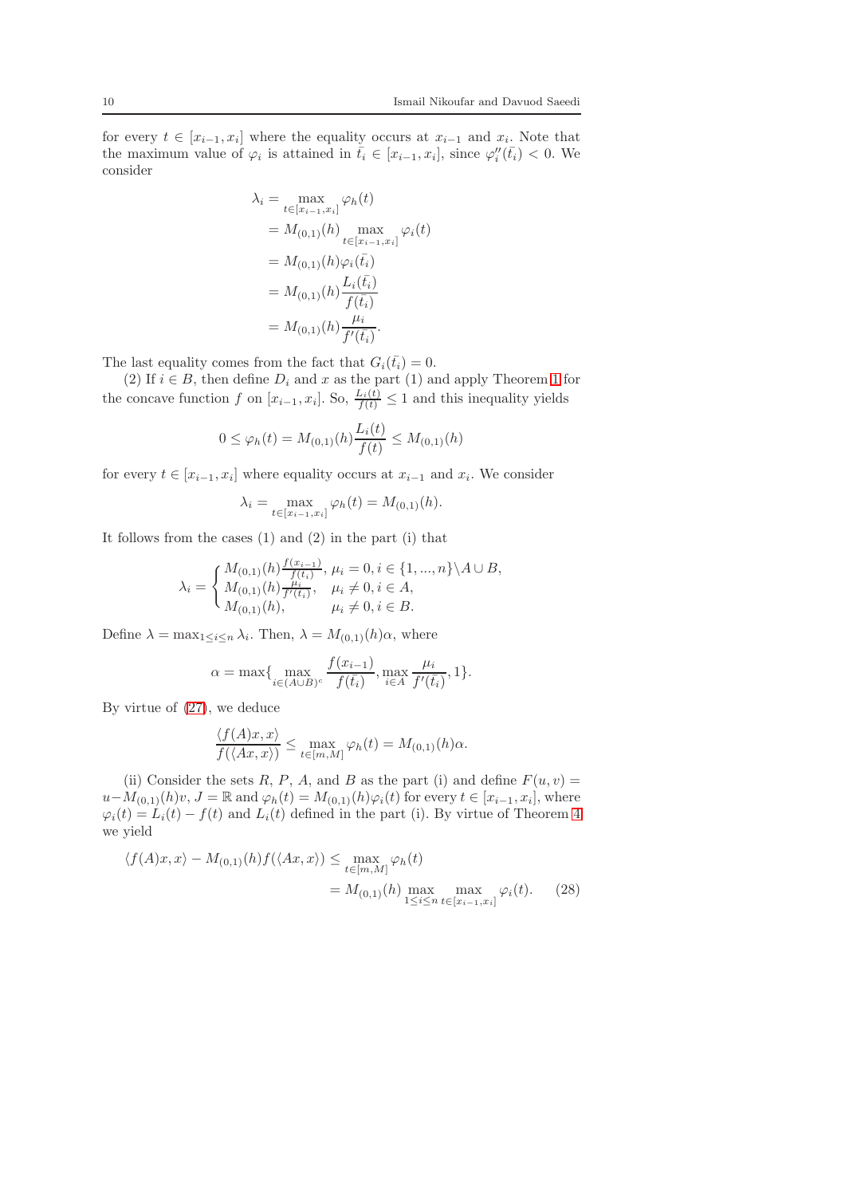for every $t \in [x_{i-1}, x_i]$ where the equality occurs at $x_{i-1}$ and $x_i$. Note that the maximum value of $\varphi_i$ is attained in $\bar{t}_i \in [x_{i-1}, x_i]$, since $\varphi_i''(\bar{t}_i) < 0$. We consider

$$
\begin{aligned}
\lambda_i &= \max_{t\in[x_{i-1},x_i]} \varphi_h(t) \\
&= M_{(0,1)}(h) \max_{t\in[x_{i-1},x_i]} \varphi_i(t) \\
&= M_{(0,1)}(h)\varphi_i(\bar{t}_i) \\
&= M_{(0,1)}(h)\frac{L_i(\bar{t}_i)}{f(\bar{t}_i)} \\
&= M_{(0,1)}(h)\frac{\mu_i}{f'(\bar{t}_i)}.
\end{aligned}
$$

The last equality comes from the fact that $G_i(\bar{t}_i) = 0$.

(2) If $i \in B$, then define $D_i$ and $x$ as the part (1) and apply Theorem 1 for the concave function $f$ on $[x_{i-1}, x_i]$. So, $\frac{L_i(t)}{f(t)} \leq 1$ and this inequality yields

$$
0 \leq \varphi_h(t) = M_{(0,1)}(h)\frac{L_i(t)}{f(t)} \leq M_{(0,1)}(h)
$$

for every $t \in [x_{i-1}, x_i]$ where equality occurs at $x_{i-1}$ and $x_i$. We consider

$$
\lambda_i = \max_{t\in[x_{i-1},x_i]} \varphi_h(t) = M_{(0,1)}(h).
$$

It follows from the cases (1) and (2) in the part (i) that

$$
\lambda_i = \begin{cases} M_{(0,1)}(h)\frac{f(x_{i-1})}{f(\bar{t}_i)}, & \mu_i = 0, i \in \{1, ..., n\}\backslash A \cup B, \\ M_{(0,1)}(h)\frac{\mu_i}{f'(\bar{t}_i)}, & \mu_i \neq 0, i \in A, \\ M_{(0,1)}(h), & \mu_i \neq 0, i \in B. \end{cases}
$$

Define $\lambda = \max_{1\leq i\leq n} \lambda_i$. Then, $\lambda = M_{(0,1)}(h)\alpha$, where

$$
\alpha = \max\{\max_{i\in(A\cup B)^c} \frac{f(x_{i-1})}{f(\bar{t}_i)}, \max_{i\in A} \frac{\mu_i}{f'(\bar{t}_i)}, 1\}.
$$

By virtue of (27), we deduce

$$
\frac{\langle f(A)x, x\rangle}{f(\langle Ax, x\rangle)} \leq \max_{t\in[m,M]} \varphi_h(t) = M_{(0,1)}(h)\alpha.
$$

(ii) Consider the sets $R$, $P$, $A$, and $B$ as the part (i) and define $F(u, v) = u - M_{(0,1)}(h)v$, $J = \mathbb{R}$ and $\varphi_h(t) = M_{(0,1)}(h)\varphi_i(t)$ for every $t \in [x_{i-1}, x_i]$, where $\varphi_i(t) = L_i(t) - f(t)$ and $L_i(t)$ defined in the part (i). By virtue of Theorem 4 we yield

$$
\begin{aligned}
\langle f(A)x, x\rangle - M_{(0,1)}(h)f(\langle Ax, x\rangle) &\leq \max_{t\in[m,M]} \varphi_h(t) \\
&= M_{(0,1)}(h) \max_{1\leq i\leq n} \max_{t\in[x_{i-1},x_i]} \varphi_i(t). \qquad (28)
\end{aligned}
$$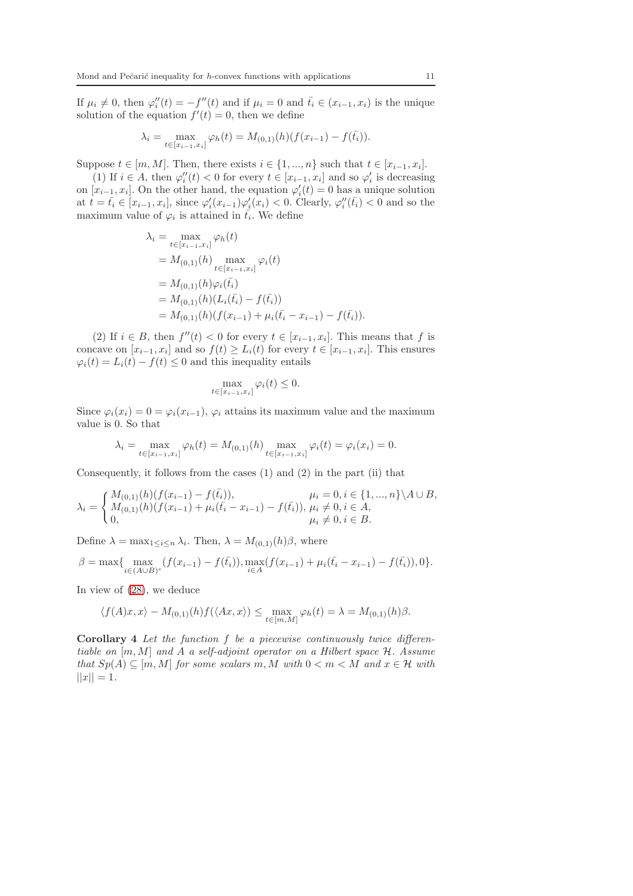If $\mu_i \neq 0$, then $\varphi_i''(t) = -f''(t)$ and if $\mu_i = 0$ and $\bar{t_i} \in (x_{i-1}, x_i)$ is the unique solution of the equation $f'(t) = 0$, then we define

$$\lambda_i = \max_{t \in [x_{i-1}, x_i]} \varphi_h(t) = M_{(0,1)}(h)(f(x_{i-1}) - f(\bar{t_i})).$$

Suppose $t \in [m, M]$. Then, there exists $i \in \{1, ..., n\}$ such that $t \in [x_{i-1}, x_i]$.

(1) If $i \in A$, then $\varphi_i''(t) < 0$ for every $t \in [x_{i-1}, x_i]$ and so $\varphi_i'$ is decreasing on $[x_{i-1}, x_i]$. On the other hand, the equation $\varphi_i'(t) = 0$ has a unique solution at $t = \bar{t_i} \in [x_{i-1}, x_i]$, since $\varphi_i'(x_{i-1})\varphi_i'(x_i) < 0$. Clearly, $\varphi_i''(\bar{t_i}) < 0$ and so the maximum value of $\varphi_i$ is attained in $\bar{t_i}$. We define

$$\begin{aligned}
\lambda_i &= \max_{t \in [x_{i-1}, x_i]} \varphi_h(t) \\
&= M_{(0,1)}(h) \max_{t \in [x_{i-1}, x_i]} \varphi_i(t) \\
&= M_{(0,1)}(h)\varphi_i(\bar{t_i}) \\
&= M_{(0,1)}(h)(L_i(\bar{t_i}) - f(\bar{t_i})) \\
&= M_{(0,1)}(h)(f(x_{i-1}) + \mu_i(\bar{t_i} - x_{i-1}) - f(\bar{t_i})).
\end{aligned}$$

(2) If $i \in B$, then $f''(t) < 0$ for every $t \in [x_{i-1}, x_i]$. This means that $f$ is concave on $[x_{i-1}, x_i]$ and so $f(t) \geq L_i(t)$ for every $t \in [x_{i-1}, x_i]$. This ensures $\varphi_i(t) = L_i(t) - f(t) \leq 0$ and this inequality entails

$$\max_{t \in [x_{i-1}, x_i]} \varphi_i(t) \leq 0.$$

Since $\varphi_i(x_i) = 0 = \varphi_i(x_{i-1})$, $\varphi_i$ attains its maximum value and the maximum value is 0. So that

$$\lambda_i = \max_{t \in [x_{i-1}, x_i]} \varphi_h(t) = M_{(0,1)}(h) \max_{t \in [x_{i-1}, x_i]} \varphi_i(t) = \varphi_i(x_i) = 0.$$

Consequently, it follows from the cases (1) and (2) in the part (ii) that

$$\lambda_i = \begin{cases} M_{(0,1)}(h)(f(x_{i-1}) - f(\bar{t_i})), & \mu_i = 0, i \in \{1, ..., n\} \backslash A \cup B, \\ M_{(0,1)}(h)(f(x_{i-1}) + \mu_i(\bar{t_i} - x_{i-1}) - f(\bar{t_i})), & \mu_i \neq 0, i \in A, \\ 0, & \mu_i \neq 0, i \in B. \end{cases}$$

Define $\lambda = \max_{1 \leq i \leq n} \lambda_i$. Then, $\lambda = M_{(0,1)}(h)\beta$, where

$$\beta = \max\{\max_{i \in (A \cup B)^c}(f(x_{i-1}) - f(\bar{t_i})), \max_{i \in A}(f(x_{i-1}) + \mu_i(\bar{t_i} - x_{i-1}) - f(\bar{t_i})), 0\}.$$

In view of (28), we deduce

$$\langle f(A)x, x\rangle - M_{(0,1)}(h)f(\langle Ax, x\rangle) \leq \max_{t \in [m,M]} \varphi_h(t) = \lambda = M_{(0,1)}(h)\beta.$$

**Corollary 4** *Let the function $f$ be a piecewise continuously twice differentiable on $[m, M]$ and $A$ a self-adjoint operator on a Hilbert space $\mathcal{H}$. Assume that $Sp(A) \subseteq [m, M]$ for some scalars $m, M$ with $0 < m < M$ and $x \in \mathcal{H}$ with $||x|| = 1$.*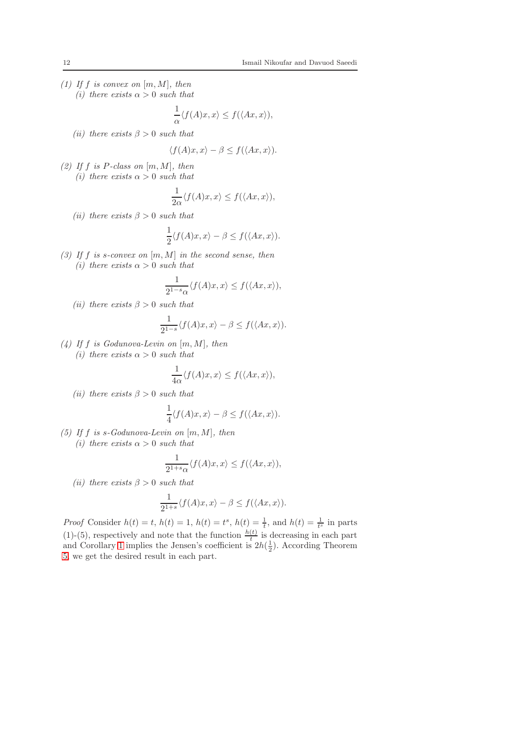*(1) If $f$ is convex on $[m, M]$, then*

*(i) there exists $\alpha > 0$ such that*

$$\frac{1}{\alpha}\langle f(A)x, x\rangle \leq f(\langle Ax, x\rangle),$$

*(ii) there exists $\beta > 0$ such that*

$$\langle f(A)x, x\rangle - \beta \leq f(\langle Ax, x\rangle).$$

*(2) If $f$ is $P$-class on $[m, M]$, then*

*(i) there exists $\alpha > 0$ such that*

$$\frac{1}{2\alpha}\langle f(A)x, x\rangle \leq f(\langle Ax, x\rangle),$$

*(ii) there exists $\beta > 0$ such that*

$$\frac{1}{2}\langle f(A)x, x\rangle - \beta \leq f(\langle Ax, x\rangle).$$

*(3) If $f$ is $s$-convex on $[m, M]$ in the second sense, then*

*(i) there exists $\alpha > 0$ such that*

$$\frac{1}{2^{1-s}\alpha}\langle f(A)x, x\rangle \leq f(\langle Ax, x\rangle),$$

*(ii) there exists $\beta > 0$ such that*

$$\frac{1}{2^{1-s}}\langle f(A)x, x\rangle - \beta \leq f(\langle Ax, x\rangle).$$

*(4) If $f$ is Godunova-Levin on $[m, M]$, then*

*(i) there exists $\alpha > 0$ such that*

$$\frac{1}{4\alpha}\langle f(A)x, x\rangle \leq f(\langle Ax, x\rangle),$$

*(ii) there exists $\beta > 0$ such that*

$$\frac{1}{4}\langle f(A)x, x\rangle - \beta \leq f(\langle Ax, x\rangle).$$

*(5) If $f$ is $s$-Godunova-Levin on $[m, M]$, then*

*(i) there exists $\alpha > 0$ such that*

$$\frac{1}{2^{1+s}\alpha}\langle f(A)x, x\rangle \leq f(\langle Ax, x\rangle),$$

*(ii) there exists $\beta > 0$ such that*

$$\frac{1}{2^{1+s}}\langle f(A)x, x\rangle - \beta \leq f(\langle Ax, x\rangle).$$

*Proof* Consider $h(t) = t$, $h(t) = 1$, $h(t) = t^s$, $h(t) = \frac{1}{t}$, and $h(t) = \frac{1}{t^s}$ in parts (1)-(5), respectively and note that the function $\frac{h(t)}{t}$ is decreasing in each part and Corollary 1 implies the Jensen's coefficient is $2h(\frac{1}{2})$. According Theorem 5, we get the desired result in each part.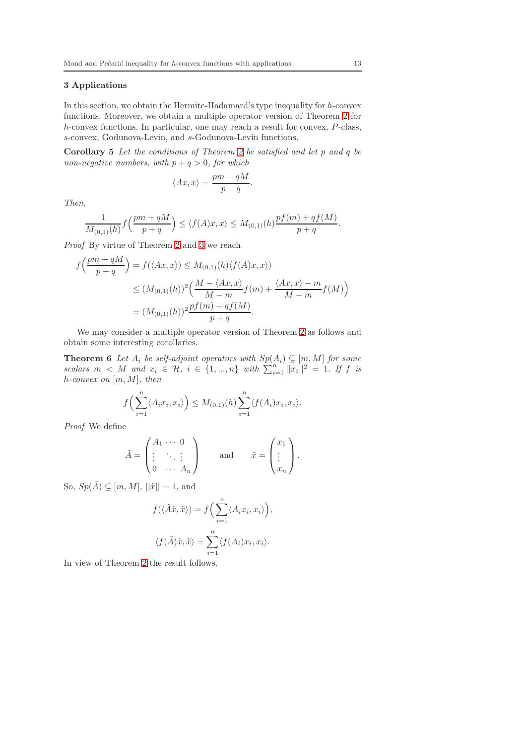## 3 Applications

In this section, we obtain the Hermite-Hadamard's type inequality for $h$-convex functions. Moreover, we obtain a multiple operator version of Theorem 2 for $h$-convex functions. In particular, one may reach a result for convex, $P$-class, $s$-convex, Godunova-Levin, and $s$-Godunova-Levin functions.

**Corollary 5** *Let the conditions of Theorem 2 be satisfied and let $p$ and $q$ be non-negative numbers, with $p+q>0$, for which*

$$\langle Ax, x\rangle = \frac{pm+qM}{p+q}.$$

*Then,*

$$\frac{1}{M_{(0,1)}(h)} f\Big(\frac{pm+qM}{p+q}\Big) \leq \langle f(A)x, x\rangle \leq M_{(0,1)}(h)\frac{pf(m)+qf(M)}{p+q}.$$

*Proof* By virtue of Theorem 2 and 3 we reach

$$\begin{aligned}
f\Big(\frac{pm+qM}{p+q}\Big) &= f(\langle Ax, x\rangle) \leq M_{(0,1)}(h)\langle f(A)x, x\rangle)\\
&\leq (M_{(0,1)}(h))^2\Big(\frac{M-\langle Ax, x\rangle}{M-m}f(m) + \frac{\langle Ax, x\rangle - m}{M-m}f(M)\Big)\\
&= (M_{(0,1)}(h))^2\frac{pf(m)+qf(M)}{p+q}.
\end{aligned}$$

We may consider a multiple operator version of Theorem 2 as follows and obtain some interesting corollaries.

**Theorem 6** *Let $A_i$ be self-adjoint operators with $Sp(A_i) \subseteq [m, M]$ for some scalars $m < M$ and $x_i \in \mathcal{H}$, $i \in \{1, ..., n\}$ with $\sum_{i=1}^{n} ||x_i||^2 = 1$. If $f$ is $h$-convex on $[m, M]$, then*

$$f\Big(\sum_{i=1}^{n}\langle A_i x_i, x_i\rangle\Big) \leq M_{(0,1)}(h)\sum_{i=1}^{n}\langle f(A_i)x_i, x_i\rangle.$$

*Proof* We define

$$\tilde{A} = \begin{pmatrix} A_1 & \cdots & 0 \\ \vdots & \ddots & \vdots \\ 0 & \cdots & A_n \end{pmatrix} \qquad \text{and} \qquad \tilde{x} = \begin{pmatrix} x_1 \\ \vdots \\ x_n \end{pmatrix}.$$

So, $Sp(\tilde{A}) \subseteq [m, M]$, $||\tilde{x}|| = 1$, and

$$f(\langle \tilde{A}\tilde{x}, \tilde{x}\rangle) = f\Big(\sum_{i=1}^{n}\langle A_i x_i, x_i\rangle\Big),$$

$$\langle f(\tilde{A})\tilde{x}, \tilde{x}\rangle = \sum_{i=1}^{n}\langle f(A_i)x_i, x_i\rangle.$$

In view of Theorem 2 the result follows.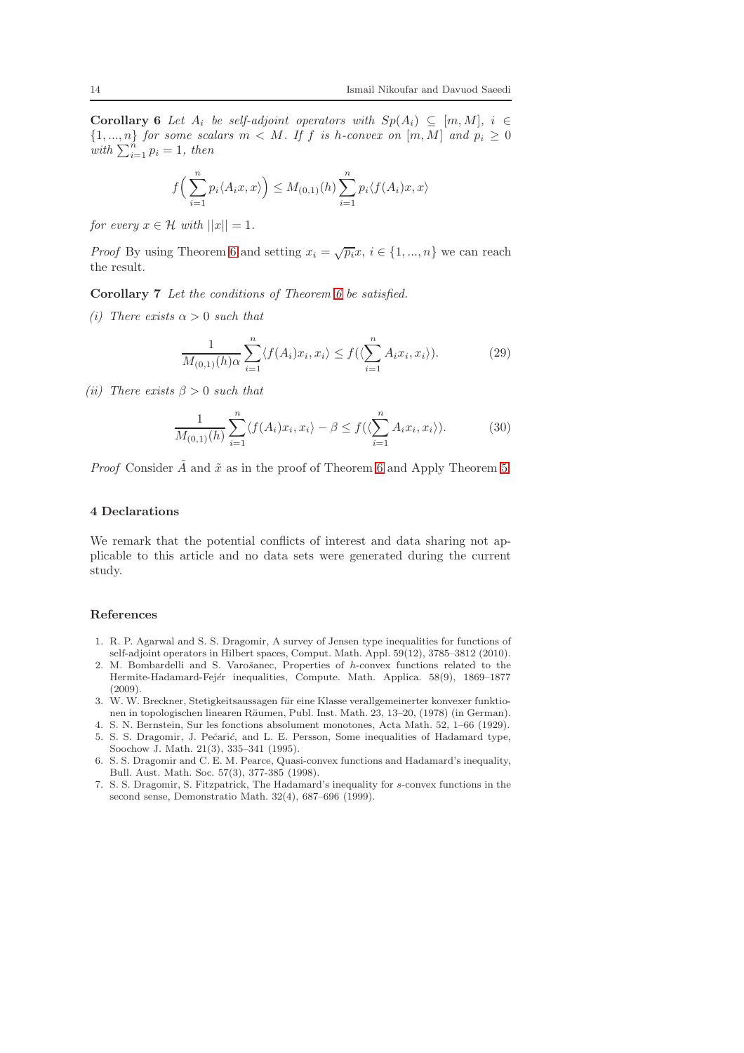**Corollary 6** *Let $A_i$ be self-adjoint operators with $Sp(A_i) \subseteq [m, M]$, $i \in \{1, ..., n\}$ for some scalars $m < M$. If $f$ is $h$-convex on $[m, M]$ and $p_i \geq 0$ with $\sum_{i=1}^{n} p_i = 1$, then*

$$f\Big(\sum_{i=1}^{n} p_i \langle A_i x, x\rangle\Big) \leq M_{(0,1)}(h) \sum_{i=1}^{n} p_i \langle f(A_i)x, x\rangle$$

*for every $x \in \mathcal{H}$ with $||x|| = 1$.*

*Proof* By using Theorem 6 and setting $x_i = \sqrt{p_i}x$, $i \in \{1, ..., n\}$ we can reach the result.

**Corollary 7** *Let the conditions of Theorem 6 be satisfied.*

*(i) There exists $\alpha > 0$ such that*

$$\frac{1}{M_{(0,1)}(h)\alpha} \sum_{i=1}^{n} \langle f(A_i)x_i, x_i\rangle \leq f(\langle \sum_{i=1}^{n} A_i x_i, x_i\rangle). \tag{29}$$

*(ii) There exists $\beta > 0$ such that*

$$\frac{1}{M_{(0,1)}(h)} \sum_{i=1}^{n} \langle f(A_i)x_i, x_i\rangle - \beta \leq f(\langle \sum_{i=1}^{n} A_i x_i, x_i\rangle). \tag{30}$$

*Proof* Consider $\tilde{A}$ and $\tilde{x}$ as in the proof of Theorem 6 and Apply Theorem 5.

## 4 Declarations

We remark that the potential conflicts of interest and data sharing not applicable to this article and no data sets were generated during the current study.

## References

1. R. P. Agarwal and S. S. Dragomir, A survey of Jensen type inequalities for functions of self-adjoint operators in Hilbert spaces, Comput. Math. Appl. 59(12), 3785–3812 (2010).
2. M. Bombardelli and S. Varošanec, Properties of $h$-convex functions related to the Hermite-Hadamard-Fejér inequalities, Comput. Math. Applica. 58(9), 1869–1877 (2009).
3. W. W. Breckner, Stetigkeitsaussagen für eine Klasse verallgemeinerter konvexer funktionen in topologischen linearen Räumen, Publ. Inst. Math. 23, 13–20, (1978) (in German).
4. S. N. Bernstein, Sur les fonctions absolument monotones, Acta Math. 52, 1–66 (1929).
5. S. S. Dragomir, J. Pečarić, and L. E. Persson, Some inequalities of Hadamard type, Soochow J. Math. 21(3), 335–341 (1995).
6. S. S. Dragomir and C. E. M. Pearce, Quasi-convex functions and Hadamard's inequality, Bull. Aust. Math. Soc. 57(3), 377-385 (1998).
7. S. S. Dragomir, S. Fitzpatrick, The Hadamard's inequality for $s$-convex functions in the second sense, Demonstratio Math. 32(4), 687–696 (1999).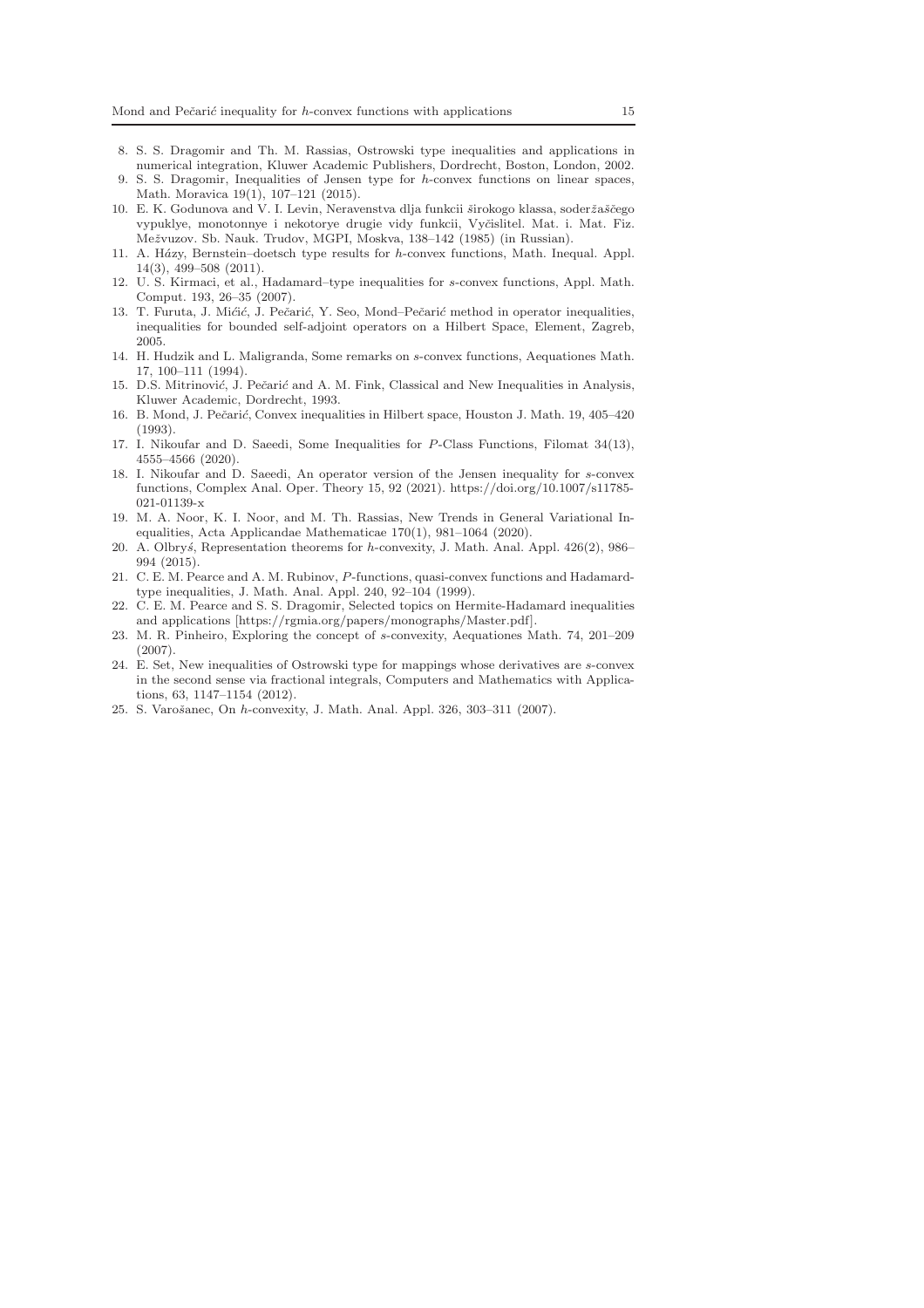8. S. S. Dragomir and Th. M. Rassias, Ostrowski type inequalities and applications in numerical integration, Kluwer Academic Publishers, Dordrecht, Boston, London, 2002.
9. S. S. Dragomir, Inequalities of Jensen type for $h$-convex functions on linear spaces, Math. Moravica 19(1), 107–121 (2015).
10. E. K. Godunova and V. I. Levin, Neravenstva dlja funkcii širokogo klassa, soderžaščego vypuklye, monotonnye i nekotorye drugie vidy funkcii, Vyčislitel. Mat. i. Mat. Fiz. Mežvuzov. Sb. Nauk. Trudov, MGPI, Moskva, 138–142 (1985) (in Russian).
11. A. Házy, Bernstein–doetsch type results for $h$-convex functions, Math. Inequal. Appl. 14(3), 499–508 (2011).
12. U. S. Kirmaci, et al., Hadamard–type inequalities for $s$-convex functions, Appl. Math. Comput. 193, 26–35 (2007).
13. T. Furuta, J. Mićić, J. Pečarić, Y. Seo, Mond–Pečarić method in operator inequalities, inequalities for bounded self-adjoint operators on a Hilbert Space, Element, Zagreb, 2005.
14. H. Hudzik and L. Maligranda, Some remarks on $s$-convex functions, Aequationes Math. 17, 100–111 (1994).
15. D.S. Mitrinović, J. Pečarić and A. M. Fink, Classical and New Inequalities in Analysis, Kluwer Academic, Dordrecht, 1993.
16. B. Mond, J. Pečarić, Convex inequalities in Hilbert space, Houston J. Math. 19, 405–420 (1993).
17. I. Nikoufar and D. Saeedi, Some Inequalities for $P$-Class Functions, Filomat 34(13), 4555–4566 (2020).
18. I. Nikoufar and D. Saeedi, An operator version of the Jensen inequality for $s$-convex functions, Complex Anal. Oper. Theory 15, 92 (2021). https://doi.org/10.1007/s11785-021-01139-x
19. M. A. Noor, K. I. Noor, and M. Th. Rassias, New Trends in General Variational Inequalities, Acta Applicandae Mathematicae 170(1), 981–1064 (2020).
20. A. Olbryś, Representation theorems for $h$-convexity, J. Math. Anal. Appl. 426(2), 986–994 (2015).
21. C. E. M. Pearce and A. M. Rubinov, $P$-functions, quasi-convex functions and Hadamard-type inequalities, J. Math. Anal. Appl. 240, 92–104 (1999).
22. C. E. M. Pearce and S. S. Dragomir, Selected topics on Hermite-Hadamard inequalities and applications [https://rgmia.org/papers/monographs/Master.pdf].
23. M. R. Pinheiro, Exploring the concept of $s$-convexity, Aequationes Math. 74, 201–209 (2007).
24. E. Set, New inequalities of Ostrowski type for mappings whose derivatives are $s$-convex in the second sense via fractional integrals, Computers and Mathematics with Applications, 63, 1147–1154 (2012).
25. S. Varošanec, On $h$-convexity, J. Math. Anal. Appl. 326, 303–311 (2007).